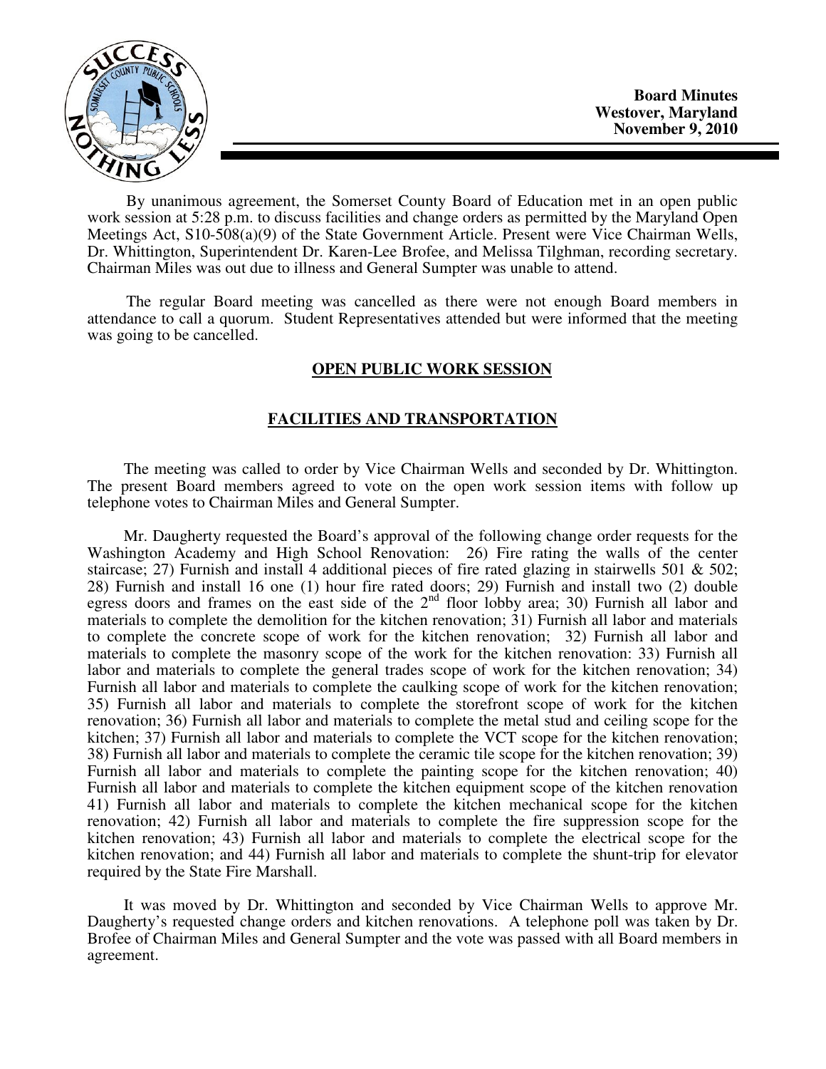**Board Minutes**
**Westover, Maryland**
**November 9, 2010**

By unanimous agreement, the Somerset County Board of Education met in an open public work session at 5:28 p.m. to discuss facilities and change orders as permitted by the Maryland Open Meetings Act, S10-508(a)(9) of the State Government Article. Present were Vice Chairman Wells, Dr. Whittington, Superintendent Dr. Karen-Lee Brofee, and Melissa Tilghman, recording secretary. Chairman Miles was out due to illness and General Sumpter was unable to attend.

The regular Board meeting was cancelled as there were not enough Board members in attendance to call a quorum. Student Representatives attended but were informed that the meeting was going to be cancelled.

## OPEN PUBLIC WORK SESSION

## FACILITIES AND TRANSPORTATION

The meeting was called to order by Vice Chairman Wells and seconded by Dr. Whittington. The present Board members agreed to vote on the open work session items with follow up telephone votes to Chairman Miles and General Sumpter.

Mr. Daugherty requested the Board's approval of the following change order requests for the Washington Academy and High School Renovation: 26) Fire rating the walls of the center staircase; 27) Furnish and install 4 additional pieces of fire rated glazing in stairwells 501 & 502; 28) Furnish and install 16 one (1) hour fire rated doors; 29) Furnish and install two (2) double egress doors and frames on the east side of the 2nd floor lobby area; 30) Furnish all labor and materials to complete the demolition for the kitchen renovation; 31) Furnish all labor and materials to complete the concrete scope of work for the kitchen renovation; 32) Furnish all labor and materials to complete the masonry scope of the work for the kitchen renovation: 33) Furnish all labor and materials to complete the general trades scope of work for the kitchen renovation; 34) Furnish all labor and materials to complete the caulking scope of work for the kitchen renovation; 35) Furnish all labor and materials to complete the storefront scope of work for the kitchen renovation; 36) Furnish all labor and materials to complete the metal stud and ceiling scope for the kitchen; 37) Furnish all labor and materials to complete the VCT scope for the kitchen renovation; 38) Furnish all labor and materials to complete the ceramic tile scope for the kitchen renovation; 39) Furnish all labor and materials to complete the painting scope for the kitchen renovation; 40) Furnish all labor and materials to complete the kitchen equipment scope of the kitchen renovation 41) Furnish all labor and materials to complete the kitchen mechanical scope for the kitchen renovation; 42) Furnish all labor and materials to complete the fire suppression scope for the kitchen renovation; 43) Furnish all labor and materials to complete the electrical scope for the kitchen renovation; and 44) Furnish all labor and materials to complete the shunt-trip for elevator required by the State Fire Marshall.

It was moved by Dr. Whittington and seconded by Vice Chairman Wells to approve Mr. Daugherty's requested change orders and kitchen renovations. A telephone poll was taken by Dr. Brofee of Chairman Miles and General Sumpter and the vote was passed with all Board members in agreement.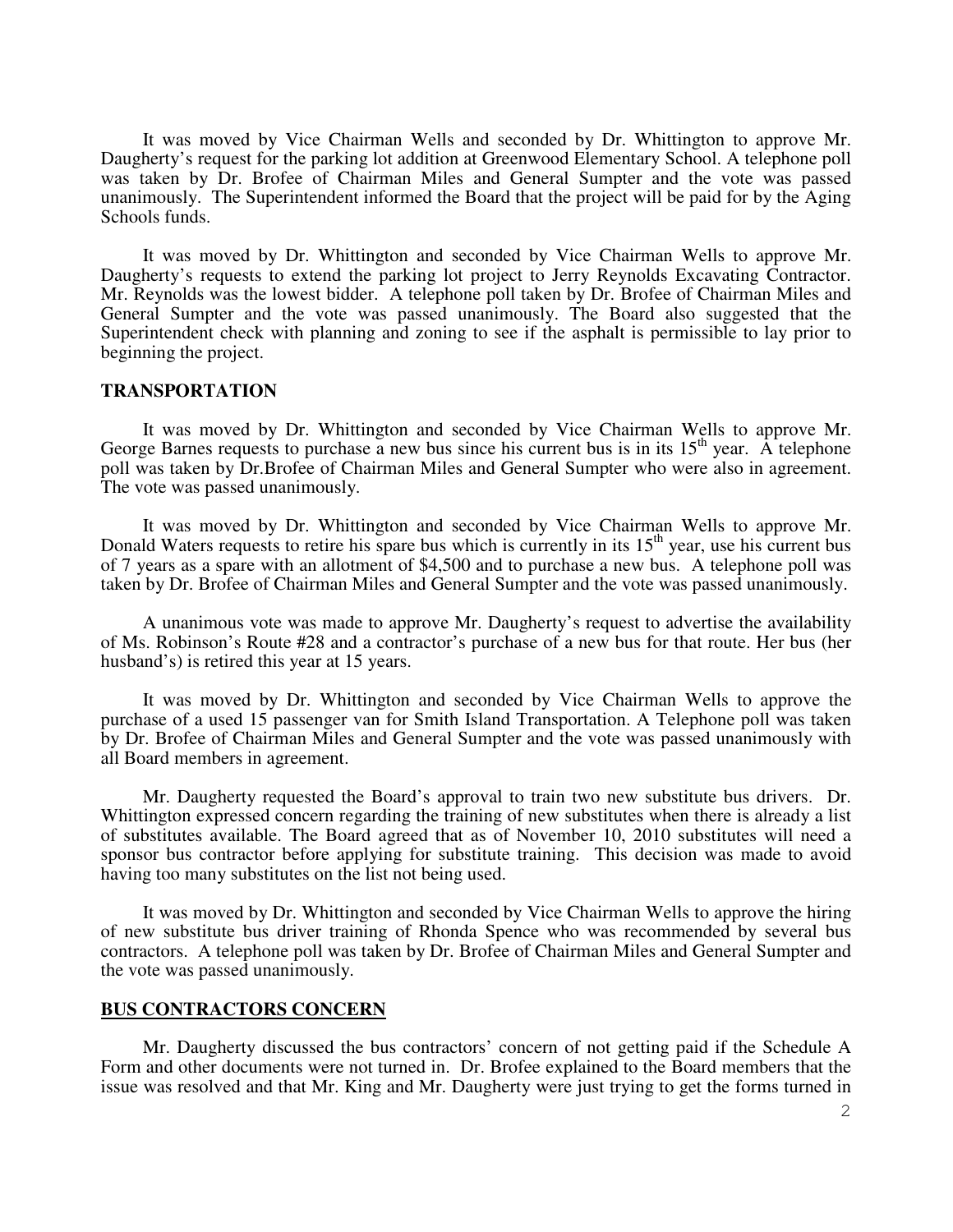It was moved by Vice Chairman Wells and seconded by Dr. Whittington to approve Mr. Daugherty's request for the parking lot addition at Greenwood Elementary School. A telephone poll was taken by Dr. Brofee of Chairman Miles and General Sumpter and the vote was passed unanimously. The Superintendent informed the Board that the project will be paid for by the Aging Schools funds.

It was moved by Dr. Whittington and seconded by Vice Chairman Wells to approve Mr. Daugherty's requests to extend the parking lot project to Jerry Reynolds Excavating Contractor. Mr. Reynolds was the lowest bidder. A telephone poll taken by Dr. Brofee of Chairman Miles and General Sumpter and the vote was passed unanimously. The Board also suggested that the Superintendent check with planning and zoning to see if the asphalt is permissible to lay prior to beginning the project.

**TRANSPORTATION**

It was moved by Dr. Whittington and seconded by Vice Chairman Wells to approve Mr. George Barnes requests to purchase a new bus since his current bus is in its 15th year. A telephone poll was taken by Dr.Brofee of Chairman Miles and General Sumpter who were also in agreement. The vote was passed unanimously.

It was moved by Dr. Whittington and seconded by Vice Chairman Wells to approve Mr. Donald Waters requests to retire his spare bus which is currently in its 15th year, use his current bus of 7 years as a spare with an allotment of $4,500 and to purchase a new bus. A telephone poll was taken by Dr. Brofee of Chairman Miles and General Sumpter and the vote was passed unanimously.

A unanimous vote was made to approve Mr. Daugherty's request to advertise the availability of Ms. Robinson's Route #28 and a contractor's purchase of a new bus for that route. Her bus (her husband's) is retired this year at 15 years.

It was moved by Dr. Whittington and seconded by Vice Chairman Wells to approve the purchase of a used 15 passenger van for Smith Island Transportation. A Telephone poll was taken by Dr. Brofee of Chairman Miles and General Sumpter and the vote was passed unanimously with all Board members in agreement.

Mr. Daugherty requested the Board's approval to train two new substitute bus drivers. Dr. Whittington expressed concern regarding the training of new substitutes when there is already a list of substitutes available. The Board agreed that as of November 10, 2010 substitutes will need a sponsor bus contractor before applying for substitute training. This decision was made to avoid having too many substitutes on the list not being used.

It was moved by Dr. Whittington and seconded by Vice Chairman Wells to approve the hiring of new substitute bus driver training of Rhonda Spence who was recommended by several bus contractors. A telephone poll was taken by Dr. Brofee of Chairman Miles and General Sumpter and the vote was passed unanimously.

**BUS CONTRACTORS CONCERN**

Mr. Daugherty discussed the bus contractors' concern of not getting paid if the Schedule A Form and other documents were not turned in. Dr. Brofee explained to the Board members that the issue was resolved and that Mr. King and Mr. Daugherty were just trying to get the forms turned in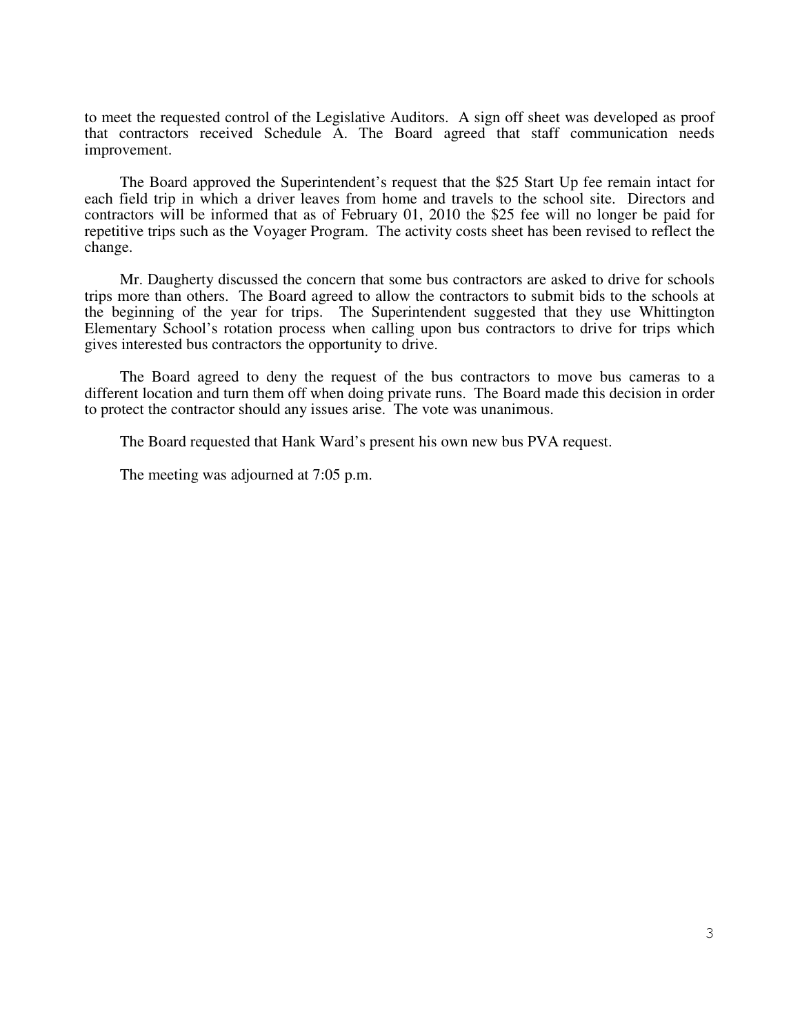to meet the requested control of the Legislative Auditors. A sign off sheet was developed as proof that contractors received Schedule A. The Board agreed that staff communication needs improvement.

The Board approved the Superintendent's request that the $25 Start Up fee remain intact for each field trip in which a driver leaves from home and travels to the school site. Directors and contractors will be informed that as of February 01, 2010 the $25 fee will no longer be paid for repetitive trips such as the Voyager Program. The activity costs sheet has been revised to reflect the change.

Mr. Daugherty discussed the concern that some bus contractors are asked to drive for schools trips more than others. The Board agreed to allow the contractors to submit bids to the schools at the beginning of the year for trips. The Superintendent suggested that they use Whittington Elementary School's rotation process when calling upon bus contractors to drive for trips which gives interested bus contractors the opportunity to drive.

The Board agreed to deny the request of the bus contractors to move bus cameras to a different location and turn them off when doing private runs. The Board made this decision in order to protect the contractor should any issues arise. The vote was unanimous.

The Board requested that Hank Ward's present his own new bus PVA request.

The meeting was adjourned at 7:05 p.m.